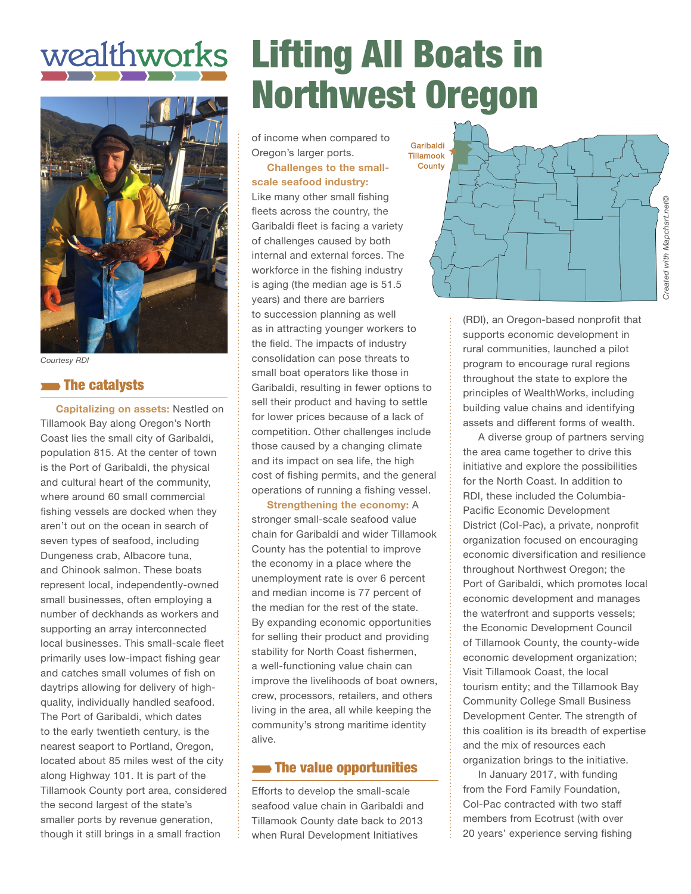wealthworks

# Lifting All Boats in Northwest Oregon

Courtesy RDI

## The catalysts

**Capitalizing on assets:** Nestled on Tillamook Bay along Oregon's North Coast lies the small city of Garibaldi, population 815. At the center of town is the Port of Garibaldi, the physical and cultural heart of the community, where around 60 small commercial fishing vessels are docked when they aren't out on the ocean in search of seven types of seafood, including Dungeness crab, Albacore tuna, and Chinook salmon. These boats represent local, independently-owned small businesses, often employing a number of deckhands as workers and supporting an array interconnected local businesses. This small-scale fleet primarily uses low-impact fishing gear and catches small volumes of fish on daytrips allowing for delivery of high-quality, individually handled seafood. The Port of Garibaldi, which dates to the early twentieth century, is the nearest seaport to Portland, Oregon, located about 85 miles west of the city along Highway 101. It is part of the Tillamook County port area, considered the second largest of the state's smaller ports by revenue generation, though it still brings in a small fraction of income when compared to Oregon's larger ports.

**Challenges to the small-scale seafood industry:** Like many other small fishing fleets across the country, the Garibaldi fleet is facing a variety of challenges caused by both internal and external forces. The workforce in the fishing industry is aging (the median age is 51.5 years) and there are barriers to succession planning as well as in attracting younger workers to the field. The impacts of industry consolidation can pose threats to small boat operators like those in Garibaldi, resulting in fewer options to sell their product and having to settle for lower prices because of a lack of competition. Other challenges include those caused by a changing climate and its impact on sea life, the high cost of fishing permits, and the general operations of running a fishing vessel.

**Strengthening the economy:** A stronger small-scale seafood value chain for Garibaldi and wider Tillamook County has the potential to improve the economy in a place where the unemployment rate is over 6 percent and median income is 77 percent of the median for the rest of the state. By expanding economic opportunities for selling their product and providing stability for North Coast fishermen, a well-functioning value chain can improve the livelihoods of boat owners, crew, processors, retailers, and others living in the area, all while keeping the community's strong maritime identity alive.

## The value opportunities

Efforts to develop the small-scale seafood value chain in Garibaldi and Tillamook County date back to 2013 when Rural Development Initiatives (RDI), an Oregon-based nonprofit that supports economic development in rural communities, launched a pilot program to encourage rural regions throughout the state to explore the principles of WealthWorks, including building value chains and identifying assets and different forms of wealth.

Garibaldi
Tillamook County

*Created with Mapchart.net©*

A diverse group of partners serving the area came together to drive this initiative and explore the possibilities for the North Coast. In addition to RDI, these included the Columbia-Pacific Economic Development District (Col-Pac), a private, nonprofit organization focused on encouraging economic diversification and resilience throughout Northwest Oregon; the Port of Garibaldi, which promotes local economic development and manages the waterfront and supports vessels; the Economic Development Council of Tillamook County, the county-wide economic development organization; Visit Tillamook Coast, the local tourism entity; and the Tillamook Bay Community College Small Business Development Center. The strength of this coalition is its breadth of expertise and the mix of resources each organization brings to the initiative.

In January 2017, with funding from the Ford Family Foundation, Col-Pac contracted with two staff members from Ecotrust (with over 20 years' experience serving fishing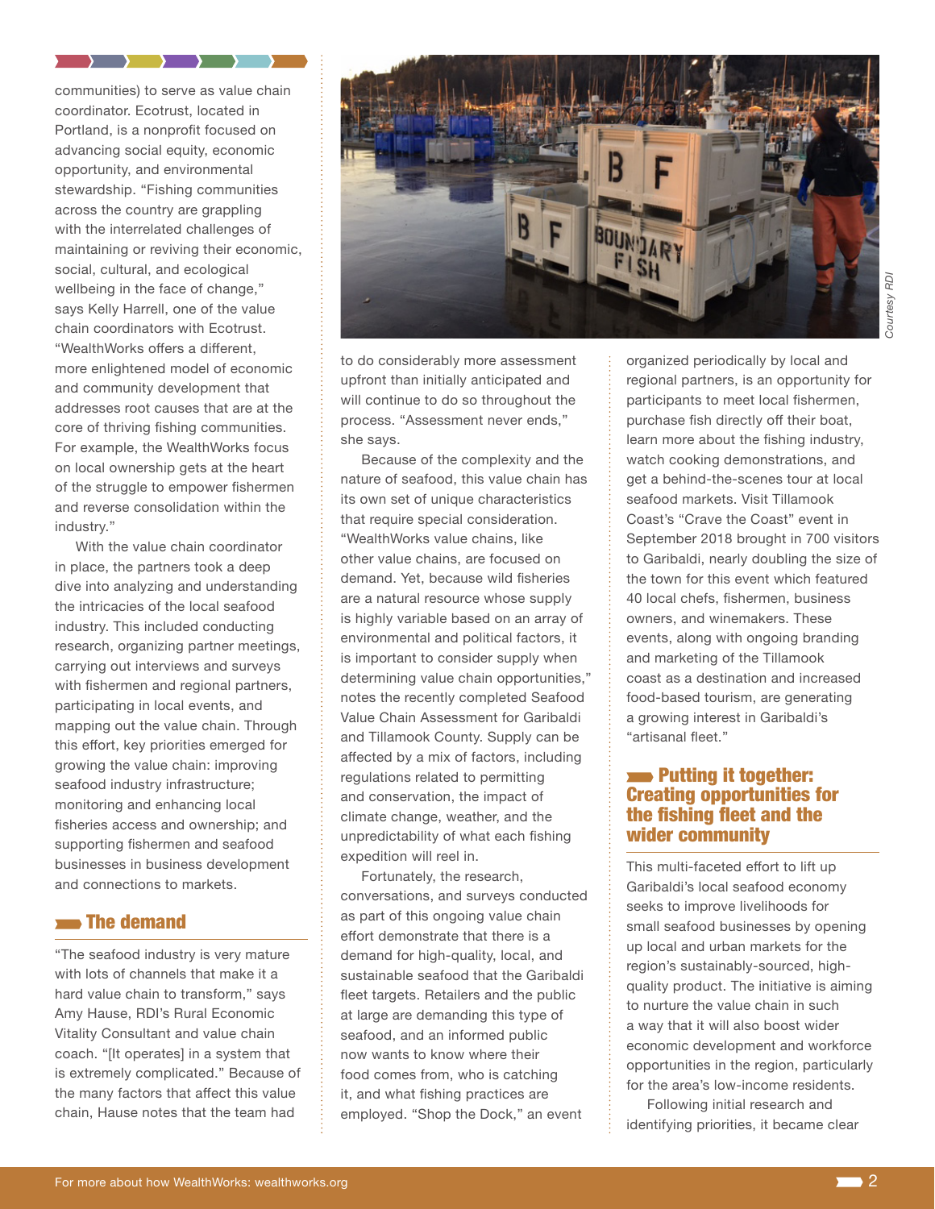communities) to serve as value chain coordinator. Ecotrust, located in Portland, is a nonprofit focused on advancing social equity, economic opportunity, and environmental stewardship. “Fishing communities across the country are grappling with the interrelated challenges of maintaining or reviving their economic, social, cultural, and ecological wellbeing in the face of change,” says Kelly Harrell, one of the value chain coordinators with Ecotrust. “WealthWorks offers a different, more enlightened model of economic and community development that addresses root causes that are at the core of thriving fishing communities. For example, the WealthWorks focus on local ownership gets at the heart of the struggle to empower fishermen and reverse consolidation within the industry.”

With the value chain coordinator in place, the partners took a deep dive into analyzing and understanding the intricacies of the local seafood industry. This included conducting research, organizing partner meetings, carrying out interviews and surveys with fishermen and regional partners, participating in local events, and mapping out the value chain. Through this effort, key priorities emerged for growing the value chain: improving seafood industry infrastructure; monitoring and enhancing local fisheries access and ownership; and supporting fishermen and seafood businesses in business development and connections to markets.

## The demand

“The seafood industry is very mature with lots of channels that make it a hard value chain to transform,” says Amy Hause, RDI’s Rural Economic Vitality Consultant and value chain coach. “[It operates] in a system that is extremely complicated.” Because of the many factors that affect this value chain, Hause notes that the team had to do considerably more assessment upfront than initially anticipated and will continue to do so throughout the process. “Assessment never ends,” she says.

Because of the complexity and the nature of seafood, this value chain has its own set of unique characteristics that require special consideration. “WealthWorks value chains, like other value chains, are focused on demand. Yet, because wild fisheries are a natural resource whose supply is highly variable based on an array of environmental and political factors, it is important to consider supply when determining value chain opportunities,” notes the recently completed Seafood Value Chain Assessment for Garibaldi and Tillamook County. Supply can be affected by a mix of factors, including regulations related to permitting and conservation, the impact of climate change, weather, and the unpredictability of what each fishing expedition will reel in.

Fortunately, the research, conversations, and surveys conducted as part of this ongoing value chain effort demonstrate that there is a demand for high-quality, local, and sustainable seafood that the Garibaldi fleet targets. Retailers and the public at large are demanding this type of seafood, and an informed public now wants to know where their food comes from, who is catching it, and what fishing practices are employed. “Shop the Dock,” an event organized periodically by local and regional partners, is an opportunity for participants to meet local fishermen, purchase fish directly off their boat, learn more about the fishing industry, watch cooking demonstrations, and get a behind-the-scenes tour at local seafood markets. Visit Tillamook Coast’s “Crave the Coast” event in September 2018 brought in 700 visitors to Garibaldi, nearly doubling the size of the town for this event which featured 40 local chefs, fishermen, business owners, and winemakers. These events, along with ongoing branding and marketing of the Tillamook coast as a destination and increased food-based tourism, are generating a growing interest in Garibaldi’s “artisanal fleet.”

## Putting it together: Creating opportunities for the fishing fleet and the wider community

This multi-faceted effort to lift up Garibaldi’s local seafood economy seeks to improve livelihoods for small seafood businesses by opening up local and urban markets for the region’s sustainably-sourced, high-quality product. The initiative is aiming to nurture the value chain in such a way that it will also boost wider economic development and workforce opportunities in the region, particularly for the area’s low-income residents.

Following initial research and identifying priorities, it became clear

For more about how WealthWorks: wealthworks.org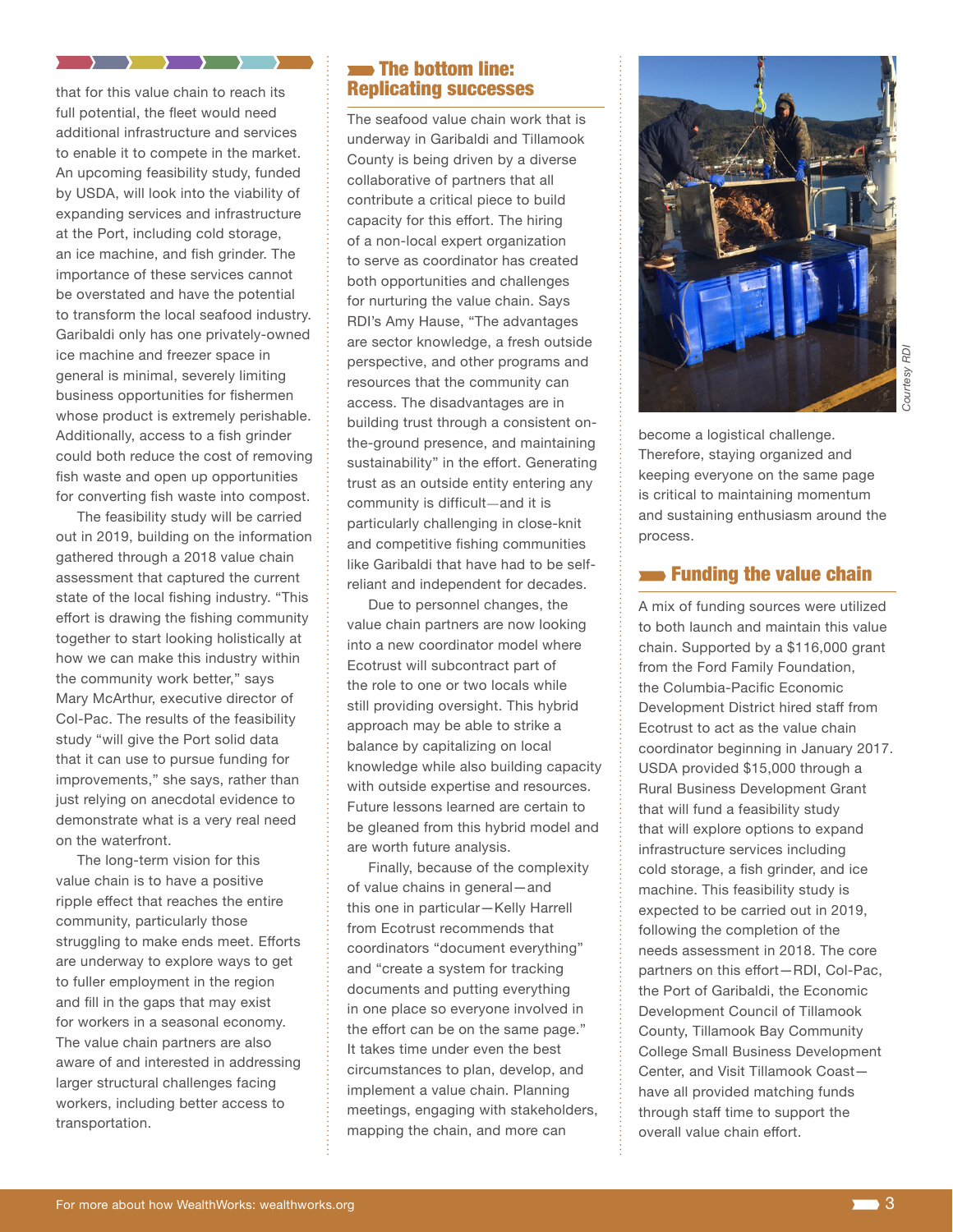that for this value chain to reach its full potential, the fleet would need additional infrastructure and services to enable it to compete in the market. An upcoming feasibility study, funded by USDA, will look into the viability of expanding services and infrastructure at the Port, including cold storage, an ice machine, and fish grinder. The importance of these services cannot be overstated and have the potential to transform the local seafood industry. Garibaldi only has one privately-owned ice machine and freezer space in general is minimal, severely limiting business opportunities for fishermen whose product is extremely perishable. Additionally, access to a fish grinder could both reduce the cost of removing fish waste and open up opportunities for converting fish waste into compost.

The feasibility study will be carried out in 2019, building on the information gathered through a 2018 value chain assessment that captured the current state of the local fishing industry. "This effort is drawing the fishing community together to start looking holistically at how we can make this industry within the community work better," says Mary McArthur, executive director of Col-Pac. The results of the feasibility study "will give the Port solid data that it can use to pursue funding for improvements," she says, rather than just relying on anecdotal evidence to demonstrate what is a very real need on the waterfront.

The long-term vision for this value chain is to have a positive ripple effect that reaches the entire community, particularly those struggling to make ends meet. Efforts are underway to explore ways to get to fuller employment in the region and fill in the gaps that may exist for workers in a seasonal economy. The value chain partners are also aware of and interested in addressing larger structural challenges facing workers, including better access to transportation.

## The bottom line: Replicating successes

The seafood value chain work that is underway in Garibaldi and Tillamook County is being driven by a diverse collaborative of partners that all contribute a critical piece to build capacity for this effort. The hiring of a non-local expert organization to serve as coordinator has created both opportunities and challenges for nurturing the value chain. Says RDI's Amy Hause, "The advantages are sector knowledge, a fresh outside perspective, and other programs and resources that the community can access. The disadvantages are in building trust through a consistent on-the-ground presence, and maintaining sustainability" in the effort. Generating trust as an outside entity entering any community is difficult—and it is particularly challenging in close-knit and competitive fishing communities like Garibaldi that have had to be self-reliant and independent for decades.

Due to personnel changes, the value chain partners are now looking into a new coordinator model where Ecotrust will subcontract part of the role to one or two locals while still providing oversight. This hybrid approach may be able to strike a balance by capitalizing on local knowledge while also building capacity with outside expertise and resources. Future lessons learned are certain to be gleaned from this hybrid model and are worth future analysis.

Finally, because of the complexity of value chains in general—and this one in particular—Kelly Harrell from Ecotrust recommends that coordinators "document everything" and "create a system for tracking documents and putting everything in one place so everyone involved in the effort can be on the same page." It takes time under even the best circumstances to plan, develop, and implement a value chain. Planning meetings, engaging with stakeholders, mapping the chain, and more can become a logistical challenge. Therefore, staying organized and keeping everyone on the same page is critical to maintaining momentum and sustaining enthusiasm around the process.

*Courtesy RDI*

## Funding the value chain

A mix of funding sources were utilized to both launch and maintain this value chain. Supported by a $116,000 grant from the Ford Family Foundation, the Columbia-Pacific Economic Development District hired staff from Ecotrust to act as the value chain coordinator beginning in January 2017. USDA provided $15,000 through a Rural Business Development Grant that will fund a feasibility study that will explore options to expand infrastructure services including cold storage, a fish grinder, and ice machine. This feasibility study is expected to be carried out in 2019, following the completion of the core needs assessment in 2018. The core partners on this effort—RDI, Col-Pac, the Port of Garibaldi, the Economic Development Council of Tillamook County, Tillamook Bay Community College Small Business Development Center, and Visit Tillamook Coast—have all provided matching funds through staff time to support the overall value chain effort.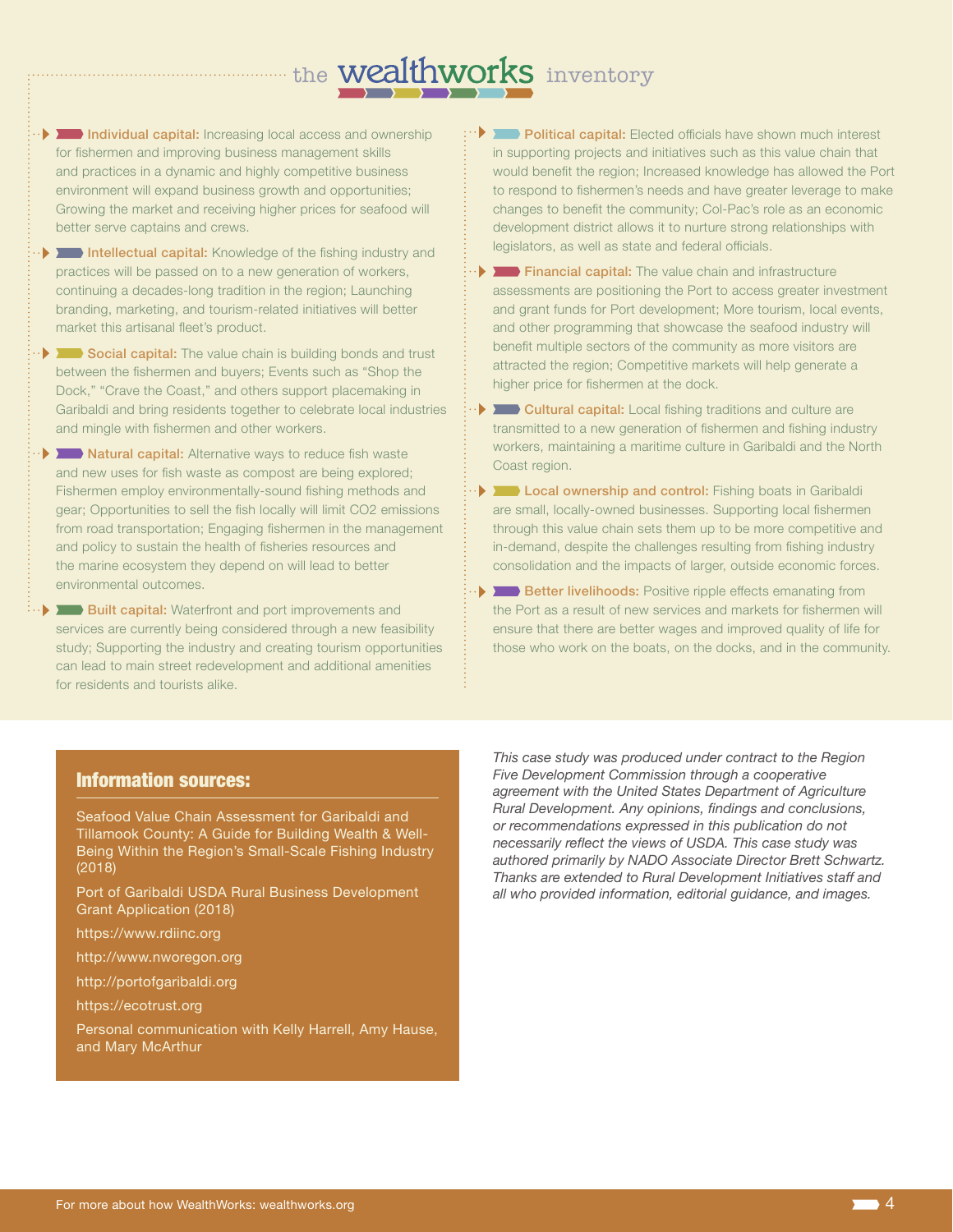## the wealthworks inventory

**Individual capital:** Increasing local access and ownership for fishermen and improving business management skills and practices in a dynamic and highly competitive business environment will expand business growth and opportunities; Growing the market and receiving higher prices for seafood will better serve captains and crews.

**Intellectual capital:** Knowledge of the fishing industry and practices will be passed on to a new generation of workers, continuing a decades-long tradition in the region; Launching branding, marketing, and tourism-related initiatives will better market this artisanal fleet's product.

**Social capital:** The value chain is building bonds and trust between the fishermen and buyers; Events such as "Shop the Dock," "Crave the Coast," and others support placemaking in Garibaldi and bring residents together to celebrate local industries and mingle with fishermen and other workers.

**Natural capital:** Alternative ways to reduce fish waste and new uses for fish waste as compost are being explored; Fishermen employ environmentally-sound fishing methods and gear; Opportunities to sell the fish locally will limit $CO_2$ emissions from road transportation; Engaging fishermen in the management and policy to sustain the health of fisheries resources and the marine ecosystem they depend on will lead to better environmental outcomes.

**Built capital:** Waterfront and port improvements and services are currently being considered through a new feasibility study; Supporting the industry and creating tourism opportunities can lead to main street redevelopment and additional amenities for residents and tourists alike.

**Political capital:** Elected officials have shown much interest in supporting projects and initiatives such as this value chain that would benefit the region; Increased knowledge has allowed the Port to respond to fishermen's needs and have greater leverage to make changes to benefit the community; Col-Pac's role as an economic development district allows it to nurture strong relationships with legislators, as well as state and federal officials.

**Financial capital:** The value chain and infrastructure assessments are positioning the Port to access greater investment and grant funds for Port development; More tourism, local events, and other programming that showcase the seafood industry will benefit multiple sectors of the community as more visitors are attracted the region; Competitive markets will help generate a higher price for fishermen at the dock.

**Cultural capital:** Local fishing traditions and culture are transmitted to a new generation of fishermen and fishing industry workers, maintaining a maritime culture in Garibaldi and the North Coast region.

**Local ownership and control:** Fishing boats in Garibaldi are small, locally-owned businesses. Supporting local fishermen through this value chain sets them up to be more competitive and in-demand, despite the challenges resulting from fishing industry consolidation and the impacts of larger, outside economic forces.

**Better livelihoods:** Positive ripple effects emanating from the Port as a result of new services and markets for fishermen will ensure that there are better wages and improved quality of life for those who work on the boats, on the docks, and in the community.

### Information sources:

Seafood Value Chain Assessment for Garibaldi and Tillamook County: A Guide for Building Wealth & Well-Being Within the Region's Small-Scale Fishing Industry (2018)

Port of Garibaldi USDA Rural Business Development Grant Application (2018)

https://www.rdiinc.org

http://www.nworegon.org

http://portofgaribaldi.org

https://ecotrust.org

Personal communication with Kelly Harrell, Amy Hause, and Mary McArthur

*This case study was produced under contract to the Region Five Development Commission through a cooperative agreement with the United States Department of Agriculture Rural Development. Any opinions, findings and conclusions, or recommendations expressed in this publication do not necessarily reflect the views of USDA. This case study was authored primarily by NADO Associate Director Brett Schwartz. Thanks are extended to Rural Development Initiatives staff and all who provided information, editorial guidance, and images.*